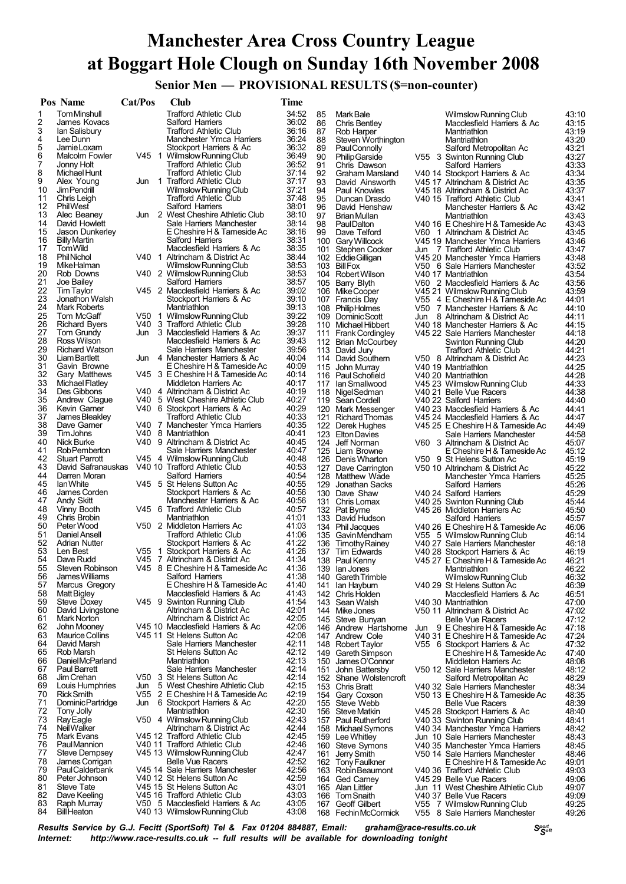# Manchester Area Cross Country League at Boggart Hole Clough on Sunday 16th November 2008

## Senior Men — PROVISIONAL RESULTS ($=non-counter)

| Pos | Name | Cat/Pos | Club | Time |
|---|---|---|---|---|
| 1 | Tom Minshull | | Trafford Athletic Club | 34:52 |
| 2 | James Kovacs | | Salford Harriers | 36:02 |
| 3 | Ian Salisbury | | Trafford Athletic Club | 36:16 |
| 4 | Lee Dunn | | Manchester Ymca Harriers | 36:24 |
| 5 | Jamie Loxam | | Stockport Harriers & Ac | 36:32 |
| 6 | Malcolm Fowler | V45 1 | Wilmslow Running Club | 36:49 |
| 7 | Jonny Holt | | Trafford Athletic Club | 36:52 |
| 8 | Michael Hunt | | Trafford Athletic Club | 37:14 |
| 9 | Alex Young | Jun 1 | Trafford Athletic Club | 37:17 |
| 10 | Jim Pendrill | | Wilmslow Running Club | 37:21 |
| 11 | Chris Leigh | | Trafford Athletic Club | 37:48 |
| 12 | Phil West | | Salford Harriers | 38:01 |
| 13 | Alec Beaney | Jun 2 | West Cheshire Athletic Club | 38:10 |
| 14 | David Howlett | | Sale Harriers Manchester | 38:14 |
| 15 | Jason Dunkerley | | E Cheshire H & Tameside Ac | 38:16 |
| 16 | Billy Martin | | Salford Harriers | 38:31 |
| 17 | Tom Wild | | Macclesfield Harriers & Ac | 38:35 |
| 18 | Phil Nichol | V40 1 | Altrincham & District Ac | 38:44 |
| 19 | Mike Halman | | Wilmslow Running Club | 38:53 |
| 20 | Rob Downs | V40 2 | Wilmslow Running Club | 38:53 |
| 21 | Joe Bailey | | Salford Harriers | 38:57 |
| 22 | Tim Taylor | V45 2 | Macclesfield Harriers & Ac | 39:02 |
| 23 | Jonathon Walsh | | Stockport Harriers & Ac | 39:10 |
| 24 | Mark Roberts | | Mantriathlon | 39:13 |
| 25 | Tom McGaff | V50 1 | Wilmslow Running Club | 39:22 |
| 26 | Richard Byers | V40 3 | Trafford Athletic Club | 39:28 |
| 27 | Tom Grundy | Jun 3 | Macclesfield Harriers & Ac | 39:37 |
| 28 | Ross Wilson | | Macclesfield Harriers & Ac | 39:43 |
| 29 | Richard Watson | | Sale Harriers Manchester | 39:56 |
| 30 | Liam Bartlett | Jun 4 | Manchester Harriers & Ac | 40:04 |
| 31 | Gavin Browne | | E Cheshire H & Tameside Ac | 40:09 |
| 32 | Gary Matthews | V45 3 | E Cheshire H & Tameside Ac | 40:14 |
| 33 | Michael Flatley | | Middleton Harriers Ac | 40:17 |
| 34 | Des Gibbons | V40 4 | Altrincham & District Ac | 40:19 |
| 35 | Andrew Clague | V40 5 | West Cheshire Athletic Club | 40:27 |
| 36 | Kevin Garner | V40 6 | Stockport Harriers & Ac | 40:29 |
| 37 | James Bleakley | | Trafford Athletic Club | 40:33 |
| 38 | Dave Garner | V40 7 | Manchester Ymca Harriers | 40:35 |
| 39 | Tim Johns | V40 8 | Mantriathlon | 40:41 |
| 40 | Nick Burke | V40 9 | Altrincham & District Ac | 40:45 |
| 41 | Rob Pemberton | | Sale Harriers Manchester | 40:47 |
| 42 | Stuart Parrott | V45 4 | Wilmslow Running Club | 40:48 |
| 43 | David Safranauskas | V40 10 | Trafford Athletic Club | 40:53 |
| 44 | Darren Moran | | Salford Harriers | 40:54 |
| 45 | Ian White | V45 5 | St Helens Sutton Ac | 40:55 |
| 46 | James Corden | | Stockport Harriers & Ac | 40:56 |
| 47 | Andy Skitt | | Manchester Harriers & Ac | 40:56 |
| 48 | Vinny Booth | V45 6 | Trafford Athletic Club | 40:57 |
| 49 | Chris Brobin | | Mantriathlon | 41:01 |
| 50 | Peter Wood | V50 2 | Middleton Harriers Ac | 41:03 |
| 51 | Daniel Ansell | | Trafford Athletic Club | 41:06 |
| 52 | Adrian Nutter | | Stockport Harriers & Ac | 41:22 |
| 53 | Len Best | V55 1 | Stockport Harriers & Ac | 41:26 |
| 54 | Dave Rudd | V45 7 | Altrincham & District Ac | 41:34 |
| 55 | Steven Robinson | V45 8 | E Cheshire H & Tameside Ac | 41:36 |
| 56 | James Williams | | Salford Harriers | 41:38 |
| 57 | Marcus Gregory | | E Cheshire H & Tameside Ac | 41:40 |
| 58 | Matt Bigley | | Macclesfield Harriers & Ac | 41:43 |
| 59 | Steve Doxey | V45 9 | Swinton Running Club | 41:54 |
| 60 | David Livingstone | | Altrincham & District Ac | 42:01 |
| 61 | Mark Norton | | Altrincham & District Ac | 42:05 |
| 62 | John Mooney | V45 10 | Macclesfield Harriers & Ac | 42:06 |
| 63 | Maurice Collins | V45 11 | St Helens Sutton Ac | 42:08 |
| 64 | David Marsh | | Sale Harriers Manchester | 42:11 |
| 65 | Rob Marsh | | St Helens Sutton Ac | 42:12 |
| 66 | Daniel McParland | | Mantriathlon | 42:13 |
| 67 | Paul Barrett | | Sale Harriers Manchester | 42:14 |
| 68 | Jim Crehan | V50 3 | St Helens Sutton Ac | 42:14 |
| 69 | Louis Humphries | Jun 5 | West Cheshire Athletic Club | 42:15 |
| 70 | Rick Smith | V55 2 | E Cheshire H & Tameside Ac | 42:19 |
| 71 | Dominic Partridge | Jun 6 | Stockport Harriers & Ac | 42:20 |
| 72 | Tony Jolly | | Mantriathlon | 42:30 |
| 73 | Ray Eagle | V50 4 | Wilmslow Running Club | 42:43 |
| 74 | Neil Walker | | Altrincham & District Ac | 42:44 |
| 75 | Mark Evans | V45 12 | Trafford Athletic Club | 42:45 |
| 76 | Paul Mannion | V40 11 | Trafford Athletic Club | 42:46 |
| 77 | Steve Dempsey | V45 13 | Wilmslow Running Club | 42:47 |
| 78 | James Corrigan | | Belle Vue Racers | 42:52 |
| 79 | Paul Calderbank | V45 14 | Sale Harriers Manchester | 42:56 |
| 80 | Peter Johnson | V40 12 | St Helens Sutton Ac | 42:59 |
| 81 | Steve Tate | V45 15 | St Helens Sutton Ac | 43:01 |
| 82 | Dave Keeling | V45 16 | Trafford Athletic Club | 43:03 |
| 83 | Raph Murray | V50 5 | Macclesfield Harriers & Ac | 43:05 |
| 84 | Bill Heaton | V40 13 | Wilmslow Running Club | 43:08 |
| 85 | Mark Bale | | Wilmslow Running Club | 43:10 |
| 86 | Chris Bentley | | Macclesfield Harriers & Ac | 43:15 |
| 87 | Rob Harper | | Mantriathlon | 43:19 |
| 88 | Steven Worthington | | Mantriathlon | 43:20 |
| 89 | Paul Connolly | | Salford Metropolitan Ac | 43:21 |
| 90 | Philip Garside | V55 3 | Swinton Running Club | 43:27 |
| 91 | Chris Dawson | | Salford Harriers | 43:33 |
| 92 | Graham Marsland | V40 14 | Stockport Harriers & Ac | 43:34 |
| 93 | David Ainsworth | V45 17 | Altrincham & District Ac | 43:35 |
| 94 | Paul Knowles | V45 18 | Altrincham & District Ac | 43:37 |
| 95 | Duncan Drasdo | V40 15 | Trafford Athletic Club | 43:41 |
| 96 | David Henshaw | | Manchester Harriers & Ac | 43:42 |
| 97 | Brian Mullan | | Mantriathlon | 43:43 |
| 98 | Paul Dalton | V40 16 | E Cheshire H & Tameside Ac | 43:43 |
| 99 | Dave Telford | V60 1 | Altrincham & District Ac | 43:45 |
| 100 | Gary Willcock | V45 19 | Manchester Ymca Harriers | 43:46 |
| 101 | Stephen Cocker | Jun 7 | Trafford Athletic Club | 43:47 |
| 102 | Eddie Gilligan | V45 20 | Manchester Ymca Harriers | 43:48 |
| 103 | Bill Fox | V50 6 | Sale Harriers Manchester | 43:52 |
| 104 | Robert Wilson | V40 17 | Mantriathlon | 43:54 |
| 105 | Barry Blyth | V60 2 | Macclesfield Harriers & Ac | 43:56 |
| 106 | Mike Cooper | V45 21 | Wilmslow Running Club | 43:59 |
| 107 | Francis Day | V55 4 | E Cheshire H & Tameside Ac | 44:01 |
| 108 | Philip Holmes | V50 7 | Manchester Harriers & Ac | 44:10 |
| 109 | Dominic Scott | Jun 8 | Altrincham & District Ac | 44:11 |
| 110 | Michael Hibbert | V40 18 | Manchester Harriers & Ac | 44:15 |
| 111 | Frank Cordingley | V45 22 | Sale Harriers Manchester | 44:18 |
| 112 | Brian McCourbey | | Swinton Running Club | 44:20 |
| 113 | David Jury | | Trafford Athletic Club | 44:21 |
| 114 | David Southern | V50 8 | Altrincham & District Ac | 44:23 |
| 115 | John Murray | V40 19 | Mantriathlon | 44:25 |
| 116 | Paul Schofield | V40 20 | Mantriathlon | 44:28 |
| 117 | Ian Smallwood | V45 23 | Wilmslow Running Club | 44:33 |
| 118 | Nigel Sedman | V40 21 | Belle Vue Racers | 44:38 |
| 119 | Sean Cordell | V40 22 | Salford Harriers | 44:40 |
| 120 | Mark Messenger | V40 23 | Macclesfield Harriers & Ac | 44:41 |
| 121 | Richard Thomas | V45 24 | Macclesfield Harriers & Ac | 44:47 |
| 122 | Derek Hughes | V45 25 | E Cheshire H & Tameside Ac | 44:49 |
| 123 | Elton Davies | | Sale Harriers Manchester | 44:58 |
| 124 | Jeff Norman | V60 3 | Altrincham & District Ac | 45:07 |
| 125 | Liam Browne | | E Cheshire H & Tameside Ac | 45:12 |
| 126 | Denis Wharton | V50 9 | St Helens Sutton Ac | 45:19 |
| 127 | Dave Carrington | V50 10 | Altrincham & District Ac | 45:22 |
| 128 | Matthew Wade | | Manchester Ymca Harriers | 45:25 |
| 129 | Jonathan Sacks | | Salford Harriers | 45:26 |
| 130 | Dave Shaw | V40 24 | Salford Harriers | 45:29 |
| 131 | Chris Lomax | V40 25 | Swinton Running Club | 45:44 |
| 132 | Pat Byrne | V45 26 | Middleton Harriers Ac | 45:50 |
| 133 | David Hudson | | Salford Harriers | 45:57 |
| 134 | Phil Jacques | V40 26 | E Cheshire H & Tameside Ac | 46:06 |
| 135 | Gavin Mendham | V55 5 | Wilmslow Running Club | 46:14 |
| 136 | Timothy Rainey | V40 27 | Sale Harriers Manchester | 46:18 |
| 137 | Tim Edwards | V40 28 | Stockport Harriers & Ac | 46:19 |
| 138 | Paul Kenny | V45 27 | E Cheshire H & Tameside Ac | 46:21 |
| 139 | Ian Jones | | Mantriathlon | 46:22 |
| 140 | Gareth Trimble | | Wilmslow Running Club | 46:32 |
| 141 | Ian Hayburn | V40 29 | St Helens Sutton Ac | 46:39 |
| 142 | Chris Holden | | Macclesfield Harriers & Ac | 46:51 |
| 143 | Sean Walsh | V40 30 | Mantriathlon | 47:00 |
| 144 | Mike Jones | V50 11 | Altrincham & District Ac | 47:02 |
| 145 | Steve Bunyan | | Belle Vue Racers | 47:12 |
| 146 | Andrew Hartshorne | Jun 9 | E Cheshire H & Tameside Ac | 47:18 |
| 147 | Andrew Cole | V40 31 | E Cheshire H & Tameside Ac | 47:24 |
| 148 | Robert Taylor | V55 6 | Stockport Harriers & Ac | 47:32 |
| 149 | Gareth Simpson | | E Cheshire H & Tameside Ac | 47:40 |
| 150 | James O'Connor | | Middleton Harriers Ac | 48:08 |
| 151 | John Battersby | V50 12 | Sale Harriers Manchester | 48:12 |
| 152 | Shane Wolstencroft | | Salford Metropolitan Ac | 48:29 |
| 153 | Chris Bratt | V40 32 | Sale Harriers Manchester | 48:34 |
| 154 | Gary Coxson | V50 13 | E Cheshire H & Tameside Ac | 48:35 |
| 155 | Steve Webb | | Belle Vue Racers | 48:39 |
| 156 | Steve Matkin | V45 28 | Stockport Harriers & Ac | 48:40 |
| 157 | Paul Rutherford | V40 33 | Swinton Running Club | 48:41 |
| 158 | Michael Symons | V40 34 | Manchester Ymca Harriers | 48:42 |
| 159 | Lee Whitley | Jun 10 | Sale Harriers Manchester | 48:43 |
| 160 | Steve Symons | V40 35 | Manchester Ymca Harriers | 48:45 |
| 161 | Jerry Smith | V50 14 | Sale Harriers Manchester | 48:46 |
| 162 | Tony Faulkner | | E Cheshire H & Tameside Ac | 49:01 |
| 163 | Robin Beaumont | V40 36 | Trafford Athletic Club | 49:03 |
| 164 | Ged Carney | V45 29 | Belle Vue Racers | 49:06 |
| 165 | Alan Littler | Jun 11 | West Cheshire Athletic Club | 49:07 |
| 166 | Tom Snaith | V40 37 | Belle Vue Racers | 49:09 |
| 167 | Geoff Gilbert | V55 7 | Wilmslow Running Club | 49:25 |
| 168 | Fechin McCormick | V55 8 | Sale Harriers Manchester | 49:26 |

*Results Service by G.J. Fecitt (SportSoft) Tel & Fax 01204 884887, Email: graham@race-results.co.uk*
*Internet: http://www.race-results.co.uk -- full results will be available for downloading tonight*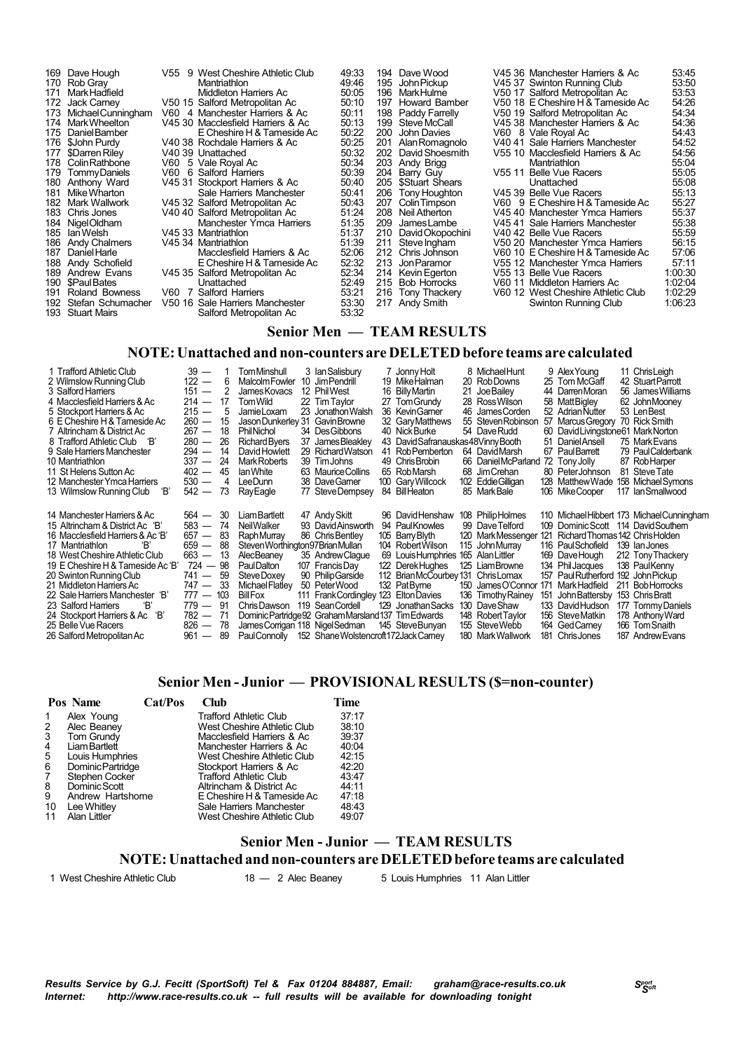| Pos | Name | Cat/Pos | Club | Time |
|---|---|---|---|---|
| 169 | Dave Hough | V55 9 | West Cheshire Athletic Club | 49:33 |
| 170 | Rob Gray | | Mantriathlon | 49:46 |
| 171 | Mark Hadfield | | Middleton Harriers Ac | 50:05 |
| 172 | Jack Carney | V50 15 | Salford Metropolitan Ac | 50:10 |
| 173 | Michael Cunningham | V60 4 | Manchester Harriers & Ac | 50:11 |
| 174 | Mark Wheelton | V45 30 | Macclesfield Harriers & Ac | 50:13 |
| 175 | Daniel Bamber | | E Cheshire H & Tameside Ac | 50:22 |
| 176 | $John Purdy | V40 38 | Rochdale Harriers & Ac | 50:25 |
| 177 | $Darren Riley | V40 39 | Unattached | 50:32 |
| 178 | Colin Rathbone | V60 5 | Vale Royal Ac | 50:34 |
| 179 | Tommy Daniels | V60 6 | Salford Harriers | 50:39 |
| 180 | Anthony Ward | V45 31 | Stockport Harriers & Ac | 50:40 |
| 181 | Mike Wharton | | Sale Harriers Manchester | 50:41 |
| 182 | Mark Wallwork | V45 32 | Salford Metropolitan Ac | 50:43 |
| 183 | Chris Jones | V40 40 | Salford Metropolitan Ac | 51:24 |
| 184 | Nigel Oldham | | Manchester Ymca Harriers | 51:35 |
| 185 | Ian Welsh | V45 33 | Mantriathlon | 51:37 |
| 186 | Andy Chalmers | V45 34 | Mantriathlon | 51:39 |
| 187 | Daniel Harle | | Macclesfield Harriers & Ac | 52:06 |
| 188 | Andy Schofield | | E Cheshire H & Tameside Ac | 52:32 |
| 189 | Andrew Evans | V45 35 | Salford Metropolitan Ac | 52:34 |
| 190 | $Paul Bates | | Unattached | 52:49 |
| 191 | Roland Bowness | V60 7 | Salford Harriers | 53:21 |
| 192 | Stefan Schumacher | V50 16 | Sale Harriers Manchester | 53:30 |
| 193 | Stuart Mairs | | Salford Metropolitan Ac | 53:32 |
| 194 | Dave Wood | V45 36 | Manchester Harriers & Ac | 53:45 |
| 195 | John Pickup | V45 37 | Swinton Running Club | 53:50 |
| 196 | Mark Hulme | V50 17 | Salford Metropolitan Ac | 53:53 |
| 197 | Howard Bamber | V50 18 | E Cheshire H & Tameside Ac | 54:26 |
| 198 | Paddy Farrelly | V50 19 | Salford Metropolitan Ac | 54:34 |
| 199 | Steve McCall | V45 38 | Manchester Harriers & Ac | 54:36 |
| 200 | John Davies | V60 8 | Vale Royal Ac | 54:43 |
| 201 | Alan Romagnolo | V40 41 | Sale Harriers Manchester | 54:52 |
| 202 | David Shoesmith | V55 10 | Macclesfield Harriers & Ac | 54:56 |
| 203 | Andy Brigg | | Mantriathlon | 55:04 |
| 204 | Barry Guy | V55 11 | Belle Vue Racers | 55:05 |
| 205 | $Stuart Shears | | Unattached | 55:08 |
| 206 | Tony Houghton | V45 39 | Belle Vue Racers | 55:13 |
| 207 | Colin Timpson | V60 9 | E Cheshire H & Tameside Ac | 55:27 |
| 208 | Neil Atherton | V45 40 | Manchester Ymca Harriers | 55:37 |
| 209 | James Lambe | V45 41 | Sale Harriers Manchester | 55:38 |
| 210 | David Okopochini | V40 42 | Belle Vue Racers | 55:59 |
| 211 | Steve Ingham | V50 20 | Manchester Ymca Harriers | 56:15 |
| 212 | Chris Johnson | V60 10 | E Cheshire H & Tameside Ac | 57:06 |
| 213 | Jon Paramor | V55 12 | Manchester Ymca Harriers | 57:11 |
| 214 | Kevin Egerton | V55 13 | Belle Vue Racers | 1:00:30 |
| 215 | Bob Horrocks | V60 11 | Middleton Harriers Ac | 1:02:04 |
| 216 | Tony Thackery | V60 12 | West Cheshire Athletic Club | 1:02:29 |
| 217 | Andy Smith | | Swinton Running Club | 1:06:23 |

## Senior Men — TEAM RESULTS

### NOTE: Unattached and non-counters are DELETED before teams are calculated

| Pos | Team | Pts | 1 | 2 | 3 | 4 | 5 | 6 |
|---|---|---|---|---|---|---|---|---|
| 1 | Trafford Athletic Club | 39 | 1 Tom Minshull | 3 Ian Salisbury | 7 Jonny Holt | 8 Michael Hunt | 9 Alex Young | 11 Chris Leigh |
| 2 | Wilmslow Running Club | 122 | 6 Malcolm Fowler | 10 Jim Pendrill | 19 Mike Halman | 20 Rob Downs | 25 Tom McGaff | 42 Stuart Parrott |
| 3 | Salford Harriers | 151 | 2 James Kovacs | 12 Phil West | 16 Billy Martin | 21 Joe Bailey | 44 Darren Moran | 56 James Williams |
| 4 | Macclesfield Harriers & Ac | 214 | 17 Tom Wild | 22 Tim Taylor | 27 Tom Grundy | 28 Ross Wilson | 58 Matt Bigley | 62 John Mooney |
| 5 | Stockport Harriers & Ac | 215 | 5 Jamie Loxam | 23 Jonathon Walsh | 36 Kevin Garner | 46 James Corden | 52 Adrian Nutter | 53 Len Best |
| 6 | E Cheshire H & Tameside Ac | 260 | 15 Jason Dunkerley | 31 Gavin Browne | 32 Gary Matthews | 55 Steven Robinson | 57 Marcus Gregory | 70 Rick Smith |
| 7 | Altrincham & District Ac | 267 | 18 Phil Nichol | 34 Des Gibbons | 40 Nick Burke | 54 Dave Rudd | 60 David Livingstone | 61 Mark Norton |
| 8 | Trafford Athletic Club 'B' | 280 | 26 Richard Byers | 37 James Bleakley | 43 David Safranauskas | 48 Vinny Booth | 51 Daniel Ansell | 75 Mark Evans |
| 9 | Sale Harriers Manchester | 294 | 14 David Howlett | 29 Richard Watson | 41 Rob Pemberton | 64 David Marsh | 67 Paul Barrett | 79 Paul Calderbank |
| 10 | Mantriathlon | 337 | 24 Mark Roberts | 39 Tim Johns | 49 Chris Brobin | 66 Daniel McParland | 72 Tony Jolly | 87 Rob Harper |
| 11 | St Helens Sutton Ac | 402 | 45 Ian White | 63 Maurice Collins | 65 Rob Marsh | 68 Jim Crehan | 80 Peter Johnson | 81 Steve Tate |
| 12 | Manchester Ymca Harriers | 530 | 4 Lee Dunn | 38 Dave Garner | 100 Gary Willcock | 102 Eddie Gilligan | 128 Matthew Wade | 158 Michael Symons |
| 13 | Wilmslow Running Club 'B' | 542 | 73 Ray Eagle | 77 Steve Dempsey | 84 Bill Heaton | 85 Mark Bale | 106 Mike Cooper | 117 Ian Smallwood |
| 14 | Manchester Harriers & Ac | 564 | 30 Liam Bartlett | 47 Andy Skitt | 96 David Henshaw | 108 Philip Holmes | 110 Michael Hibbert | 173 Michael Cunningham |
| 15 | Altrincham & District Ac 'B' | 583 | 74 Neil Walker | 93 David Ainsworth | 94 Paul Knowles | 99 Dave Telford | 109 Dominic Scott | 114 David Southern |
| 16 | Macclesfield Harriers & Ac 'B' | 657 | 83 Raph Murray | 86 Chris Bentley | 105 Barry Blyth | 120 Mark Messenger | 121 Richard Thomas | 142 Chris Holden |
| 17 | Mantriathlon 'B' | 659 | 88 Steven Worthington | 97 Brian Mullan | 104 Robert Wilson | 115 John Murray | 116 Paul Schofield | 139 Ian Jones |
| 18 | West Cheshire Athletic Club | 663 | 13 Alec Beaney | 35 Andrew Clague | 69 Louis Humphries | 165 Alan Littler | 169 Dave Hough | 212 Tony Thackery |
| 19 | E Cheshire H & Tameside Ac 'B' | 724 | 98 Paul Dalton | 107 Francis Day | 122 Derek Hughes | 125 Liam Browne | 134 Phil Jacques | 138 Paul Kenny |
| 20 | Swinton Running Club | 741 | 59 Steve Doxey | 90 Philip Garside | 112 Brian McCourbey | 131 Chris Lomax | 157 Paul Rutherford | 192 John Pickup |
| 21 | Middleton Harriers Ac | 747 | 33 Michael Flatley | 50 Peter Wood | 132 Pat Byrne | 150 James O'Connor | 171 Mark Hadfield | 211 Bob Horrocks |
| 22 | Sale Harriers Manchester 'B' | 777 | 103 Bill Fox | 111 Frank Cordingley | 123 Elton Davies | 136 Timothy Rainey | 151 John Battersby | 153 Chris Bratt |
| 23 | Salford Harriers 'B' | 779 | 91 Chris Dawson | 119 Sean Cordell | 129 Jonathan Sacks | 130 Dave Shaw | 133 David Hudson | 177 Tommy Daniels |
| 24 | Stockport Harriers & Ac 'B' | 782 | 71 Dominic Partridge | 92 Graham Marsland | 137 Tim Edwards | 148 Robert Taylor | 156 Steve Matkin | 178 Anthony Ward |
| 25 | Belle Vue Racers | 826 | 78 James Corrigan | 118 Nigel Sedman | 145 Steve Bunyan | 155 Steve Webb | 164 Ged Carney | 166 Tom Snaith |
| 26 | Salford Metropolitan Ac | 961 | 89 Paul Connolly | 152 Shane Wolstencroft | 172 Jack Carney | 180 Mark Wallwork | 181 Chris Jones | 187 Andrew Evans |

## Senior Men - Junior — PROVISIONAL RESULTS ($=non-counter)

| Pos | Name | Cat/Pos | Club | Time |
|---|---|---|---|---|
| 1 | Alex Young | | Trafford Athletic Club | 37:17 |
| 2 | Alec Beaney | | West Cheshire Athletic Club | 38:10 |
| 3 | Tom Grundy | | Macclesfield Harriers & Ac | 39:37 |
| 4 | Liam Bartlett | | Manchester Harriers & Ac | 40:04 |
| 5 | Louis Humphries | | West Cheshire Athletic Club | 42:15 |
| 6 | Dominic Partridge | | Stockport Harriers & Ac | 42:20 |
| 7 | Stephen Cocker | | Trafford Athletic Club | 43:47 |
| 8 | Dominic Scott | | Altrincham & District Ac | 44:11 |
| 9 | Andrew Hartshorne | | E Cheshire H & Tameside Ac | 47:18 |
| 10 | Lee Whitley | | Sale Harriers Manchester | 48:43 |
| 11 | Alan Littler | | West Cheshire Athletic Club | 49:07 |

## Senior Men - Junior — TEAM RESULTS

### NOTE: Unattached and non-counters are DELETED before teams are calculated

| Pos | Team | Pts | 1 | 2 | 3 |
|---|---|---|---|---|---|
| 1 | West Cheshire Athletic Club | 18 | 2 Alec Beaney | 5 Louis Humphries | 11 Alan Littler |

*Results Service by G.J. Fecitt (SportSoft) Tel & Fax 01204 884887, Email: graham@race-results.co.uk*
*Internet: http://www.race-results.co.uk -- full results will be available for downloading tonight*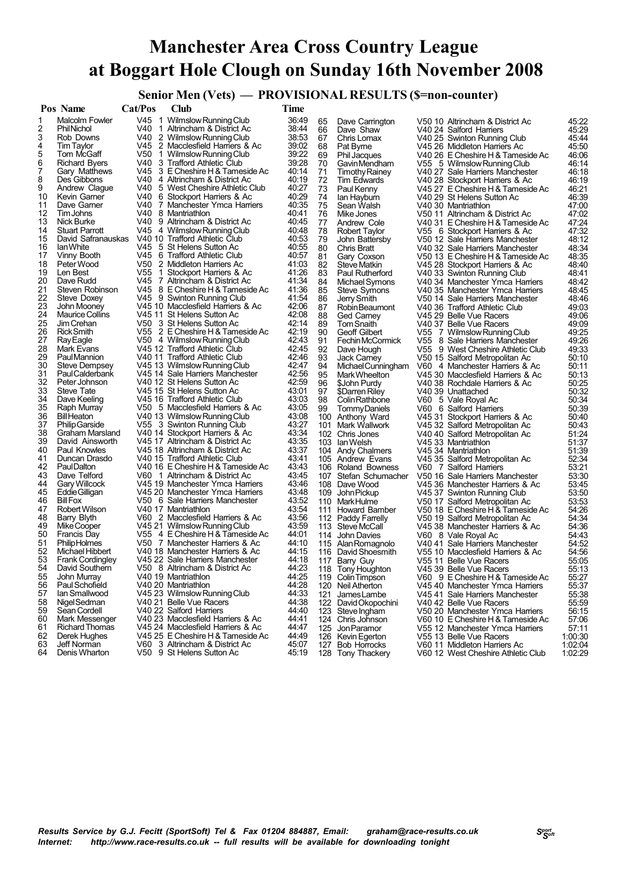# Manchester Area Cross Country League at Boggart Hole Clough on Sunday 16th November 2008

## Senior Men (Vets) — PROVISIONAL RESULTS ($=non-counter)

| Pos | Name | Cat/Pos | Club | Time |
|---|---|---|---|---|
| 1 | Malcolm Fowler | V45 1 | Wilmslow Running Club | 36:49 |
| 2 | Phil Nichol | V40 1 | Altrincham & District Ac | 38:44 |
| 3 | Rob Downs | V40 2 | Wilmslow Running Club | 38:53 |
| 4 | Tim Taylor | V45 2 | Macclesfield Harriers & Ac | 39:02 |
| 5 | Tom McGaff | V50 1 | Wilmslow Running Club | 39:22 |
| 6 | Richard Byers | V40 3 | Trafford Athletic Club | 39:28 |
| 7 | Gary Matthews | V45 3 | E Cheshire H & Tameside Ac | 40:14 |
| 8 | Des Gibbons | V40 4 | Altrincham & District Ac | 40:19 |
| 9 | Andrew Clague | V40 5 | West Cheshire Athletic Club | 40:27 |
| 10 | Kevin Garner | V40 6 | Stockport Harriers & Ac | 40:29 |
| 11 | Dave Garner | V40 7 | Manchester Ymca Harriers | 40:35 |
| 12 | Tim Johns | V40 8 | Mantriathlon | 40:41 |
| 13 | Nick Burke | V40 9 | Altrincham & District Ac | 40:45 |
| 14 | Stuart Parrott | V45 4 | Wilmslow Running Club | 40:48 |
| 15 | David Safranauskas | V40 10 | Trafford Athletic Club | 40:53 |
| 16 | Ian White | V45 5 | St Helens Sutton Ac | 40:55 |
| 17 | Vinny Booth | V45 6 | Trafford Athletic Club | 40:57 |
| 18 | Peter Wood | V50 2 | Middleton Harriers Ac | 41:03 |
| 19 | Len Best | V55 1 | Stockport Harriers & Ac | 41:26 |
| 20 | Dave Rudd | V45 7 | Altrincham & District Ac | 41:34 |
| 21 | Steven Robinson | V45 8 | E Cheshire H & Tameside Ac | 41:36 |
| 22 | Steve Doxey | V45 9 | Swinton Running Club | 41:54 |
| 23 | John Mooney | V45 10 | Macclesfield Harriers & Ac | 42:06 |
| 24 | Maurice Collins | V45 11 | St Helens Sutton Ac | 42:08 |
| 25 | Jim Crehan | V50 3 | St Helens Sutton Ac | 42:14 |
| 26 | Rick Smith | V55 2 | E Cheshire H & Tameside Ac | 42:19 |
| 27 | Ray Eagle | V50 4 | Wilmslow Running Club | 42:43 |
| 28 | Mark Evans | V45 12 | Trafford Athletic Club | 42:45 |
| 29 | Paul Mannion | V40 11 | Trafford Athletic Club | 42:46 |
| 30 | Steve Dempsey | V45 13 | Wilmslow Running Club | 42:47 |
| 31 | Paul Calderbank | V45 14 | Sale Harriers Manchester | 42:56 |
| 32 | Peter Johnson | V40 12 | St Helens Sutton Ac | 42:59 |
| 33 | Steve Tate | V45 15 | St Helens Sutton Ac | 43:01 |
| 34 | Dave Keeling | V45 16 | Trafford Athletic Club | 43:03 |
| 35 | Raph Murray | V50 5 | Macclesfield Harriers & Ac | 43:05 |
| 36 | Bill Heaton | V40 13 | Wilmslow Running Club | 43:08 |
| 37 | Philip Garside | V55 3 | Swinton Running Club | 43:27 |
| 38 | Graham Marsland | V40 14 | Stockport Harriers & Ac | 43:34 |
| 39 | David Ainsworth | V45 17 | Altrincham & District Ac | 43:35 |
| 40 | Paul Knowles | V45 18 | Altrincham & District Ac | 43:37 |
| 41 | Duncan Drasdo | V40 15 | Trafford Athletic Club | 43:41 |
| 42 | Paul Dalton | V40 16 | E Cheshire H & Tameside Ac | 43:43 |
| 43 | Dave Telford | V60 1 | Altrincham & District Ac | 43:45 |
| 44 | Gary Willcock | V45 19 | Manchester Ymca Harriers | 43:46 |
| 45 | Eddie Gilligan | V45 20 | Manchester Ymca Harriers | 43:48 |
| 46 | Bill Fox | V50 6 | Sale Harriers Manchester | 43:52 |
| 47 | Robert Wilson | V40 17 | Mantriathlon | 43:54 |
| 48 | Barry Blyth | V60 2 | Macclesfield Harriers & Ac | 43:56 |
| 49 | Mike Cooper | V45 21 | Wilmslow Running Club | 43:59 |
| 50 | Francis Day | V55 4 | E Cheshire H & Tameside Ac | 44:01 |
| 51 | Philip Holmes | V50 7 | Manchester Harriers & Ac | 44:10 |
| 52 | Michael Hibbert | V40 18 | Manchester Harriers & Ac | 44:15 |
| 53 | Frank Cordingley | V45 22 | Sale Harriers Manchester | 44:18 |
| 54 | David Southern | V50 8 | Altrincham & District Ac | 44:23 |
| 55 | John Murray | V40 19 | Mantriathlon | 44:25 |
| 56 | Paul Schofield | V40 20 | Mantriathlon | 44:28 |
| 57 | Ian Smallwood | V45 23 | Wilmslow Running Club | 44:33 |
| 58 | Nigel Sedman | V40 21 | Belle Vue Racers | 44:38 |
| 59 | Sean Cordell | V40 22 | Salford Harriers | 44:40 |
| 60 | Mark Messenger | V40 23 | Macclesfield Harriers & Ac | 44:41 |
| 61 | Richard Thomas | V45 24 | Macclesfield Harriers & Ac | 44:47 |
| 62 | Derek Hughes | V45 25 | E Cheshire H & Tameside Ac | 44:49 |
| 63 | Jeff Norman | V60 3 | Altrincham & District Ac | 45:07 |
| 64 | Denis Wharton | V50 9 | St Helens Sutton Ac | 45:19 |
| 65 | Dave Carrington | V50 10 | Altrincham & District Ac | 45:22 |
| 66 | Dave Shaw | V40 24 | Salford Harriers | 45:29 |
| 67 | Chris Lomax | V40 25 | Swinton Running Club | 45:44 |
| 68 | Pat Byrne | V45 26 | Middleton Harriers Ac | 45:50 |
| 69 | Phil Jacques | V40 26 | E Cheshire H & Tameside Ac | 46:06 |
| 70 | Gavin Mendham | V55 5 | Wilmslow Running Club | 46:14 |
| 71 | Timothy Rainey | V40 27 | Sale Harriers Manchester | 46:18 |
| 72 | Tim Edwards | V40 28 | Stockport Harriers & Ac | 46:19 |
| 73 | Paul Kenny | V45 27 | E Cheshire H & Tameside Ac | 46:21 |
| 74 | Ian Hayburn | V40 29 | St Helens Sutton Ac | 46:39 |
| 75 | Sean Walsh | V40 30 | Mantriathlon | 47:00 |
| 76 | Mike Jones | V50 11 | Altrincham & District Ac | 47:02 |
| 77 | Andrew Cole | V40 31 | E Cheshire H & Tameside Ac | 47:24 |
| 78 | Robert Taylor | V55 6 | Stockport Harriers & Ac | 47:32 |
| 79 | John Battersby | V50 12 | Sale Harriers Manchester | 48:12 |
| 80 | Chris Bratt | V40 32 | Sale Harriers Manchester | 48:34 |
| 81 | Gary Coxson | V50 13 | E Cheshire H & Tameside Ac | 48:35 |
| 82 | Steve Matkin | V45 28 | Stockport Harriers & Ac | 48:40 |
| 83 | Paul Rutherford | V40 33 | Swinton Running Club | 48:41 |
| 84 | Michael Symons | V40 34 | Manchester Ymca Harriers | 48:42 |
| 85 | Steve Symons | V40 35 | Manchester Ymca Harriers | 48:45 |
| 86 | Jerry Smith | V50 14 | Sale Harriers Manchester | 48:46 |
| 87 | Robin Beaumont | V40 36 | Trafford Athletic Club | 49:03 |
| 88 | Ged Carney | V45 29 | Belle Vue Racers | 49:06 |
| 89 | Tom Snaith | V40 37 | Belle Vue Racers | 49:09 |
| 90 | Geoff Gilbert | V55 7 | Wilmslow Running Club | 49:25 |
| 91 | Fechin McCormick | V55 8 | Sale Harriers Manchester | 49:26 |
| 92 | Dave Hough | V55 9 | West Cheshire Athletic Club | 49:33 |
| 93 | Jack Carney | V50 15 | Salford Metropolitan Ac | 50:10 |
| 94 | Michael Cunningham | V60 4 | Manchester Harriers & Ac | 50:11 |
| 95 | Mark Wheelton | V45 30 | Macclesfield Harriers & Ac | 50:13 |
| 96 | $John Purdy | V40 38 | Rochdale Harriers & Ac | 50:25 |
| 97 | $Darren Riley | V40 39 | Unattached | 50:32 |
| 98 | Colin Rathbone | V60 5 | Vale Royal Ac | 50:34 |
| 99 | Tommy Daniels | V60 6 | Salford Harriers | 50:39 |
| 100 | Anthony Ward | V45 31 | Stockport Harriers & Ac | 50:40 |
| 101 | Mark Wallwork | V45 32 | Salford Metropolitan Ac | 50:43 |
| 102 | Chris Jones | V40 40 | Salford Metropolitan Ac | 51:24 |
| 103 | Ian Welsh | V45 33 | Mantriathlon | 51:37 |
| 104 | Andy Chalmers | V45 34 | Mantriathlon | 51:39 |
| 105 | Andrew Evans | V45 35 | Salford Metropolitan Ac | 52:34 |
| 106 | Roland Bowness | V60 7 | Salford Harriers | 53:21 |
| 107 | Stefan Schumacher | V50 16 | Sale Harriers Manchester | 53:30 |
| 108 | Dave Wood | V45 36 | Manchester Harriers & Ac | 53:45 |
| 109 | John Pickup | V45 37 | Swinton Running Club | 53:50 |
| 110 | Mark Hulme | V50 17 | Salford Metropolitan Ac | 53:53 |
| 111 | Howard Bamber | V50 18 | E Cheshire H & Tameside Ac | 54:26 |
| 112 | Paddy Farrelly | V50 19 | Salford Metropolitan Ac | 54:34 |
| 113 | Steve McCall | V45 38 | Manchester Harriers & Ac | 54:36 |
| 114 | John Davies | V60 8 | Vale Royal Ac | 54:43 |
| 115 | Alan Romagnolo | V40 41 | Sale Harriers Manchester | 54:52 |
| 116 | David Shoesmith | V55 10 | Macclesfield Harriers & Ac | 54:56 |
| 117 | Barry Guy | V55 11 | Belle Vue Racers | 55:05 |
| 118 | Tony Houghton | V45 39 | Belle Vue Racers | 55:13 |
| 119 | Colin Timpson | V60 9 | E Cheshire H & Tameside Ac | 55:27 |
| 120 | Neil Atherton | V45 40 | Manchester Ymca Harriers | 55:37 |
| 121 | James Lambe | V45 41 | Sale Harriers Manchester | 55:38 |
| 122 | David Okopochini | V40 42 | Belle Vue Racers | 55:59 |
| 123 | Steve Ingham | V50 20 | Manchester Ymca Harriers | 56:15 |
| 124 | Chris Johnson | V60 10 | E Cheshire H & Tameside Ac | 57:06 |
| 125 | Jon Paramor | V55 12 | Manchester Ymca Harriers | 57:11 |
| 126 | Kevin Egerton | V55 13 | Belle Vue Racers | 1:00:30 |
| 127 | Bob Horrocks | V60 11 | Middleton Harriers Ac | 1:02:04 |
| 128 | Tony Thackery | V60 12 | West Cheshire Athletic Club | 1:02:29 |

*Results Service by G.J. Fecitt (SportSoft) Tel & Fax 01204 884887, Email: graham@race-results.co.uk*
*Internet: http://www.race-results.co.uk -- full results will be available for downloading tonight*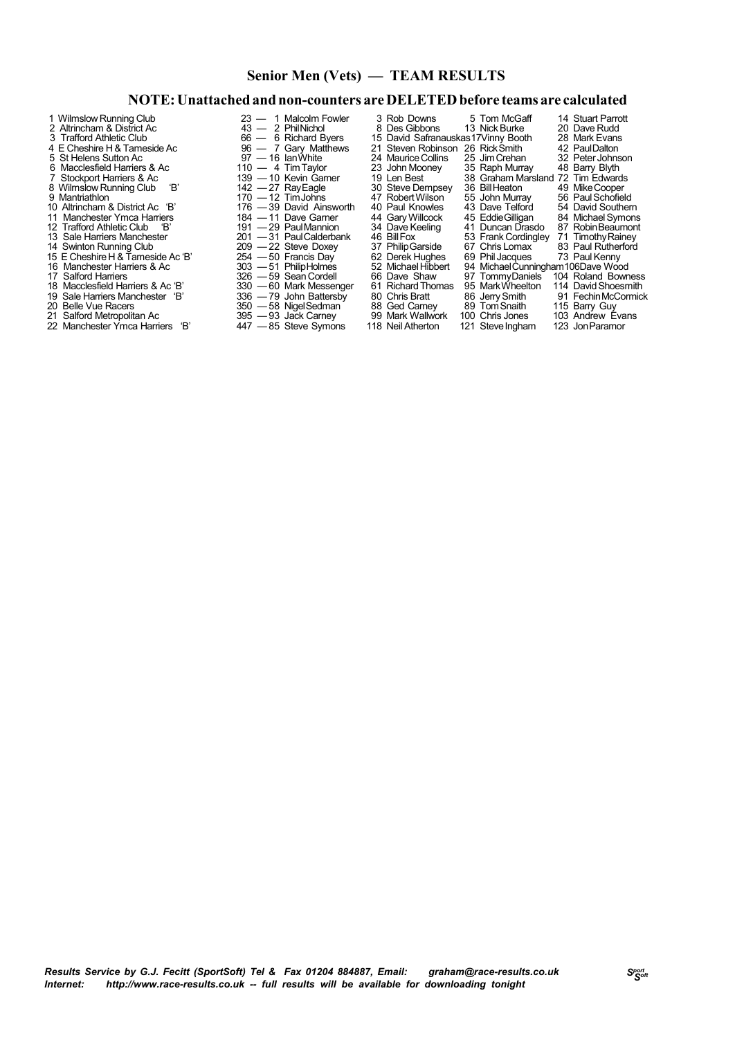## Senior Men (Vets) — TEAM RESULTS

### NOTE: Unattached and non-counters are DELETED before teams are calculated

| | | | | | |
|---|---|---|---|---|---|
| 1 Wilmslow Running Club | 23 — 1 Malcolm Fowler | 3 Rob Downs | 5 Tom McGaff | 14 Stuart Parrott |
| 2 Altrincham & District Ac | 43 — 2 PhilNichol | 8 Des Gibbons | 13 Nick Burke | 20 Dave Rudd |
| 3 Trafford Athletic Club | 66 — 6 Richard Byers | 15 David Safranauskas | 17Vinny Booth | 28 Mark Evans |
| 4 E Cheshire H & Tameside Ac | 96 — 7 Gary Matthews | 21 Steven Robinson | 26 RickSmith | 42 PaulDalton |
| 5 St Helens Sutton Ac | 97 — 16 IanWhite | 24 Maurice Collins | 25 JimCrehan | 32 Peter Johnson |
| 6 Macclesfield Harriers & Ac | 110 — 4 TimTaylor | 23 John Mooney | 35 Raph Murray | 48 Barry Blyth |
| 7 Stockport Harriers & Ac | 139 — 10 Kevin Garner | 19 Len Best | 38 Graham Marsland | 72 Tim Edwards |
| 8 Wilmslow Running Club 'B' | 142 — 27 RayEagle | 30 Steve Dempsey | 36 BillHeaton | 49 MikeCooper |
| 9 Mantriathlon | 170 — 12 TimJohns | 47 Robert Wilson | 55 John Murray | 56 PaulSchofield |
| 10 Altrincham & District Ac 'B' | 176 — 39 David Ainsworth | 40 Paul Knowles | 43 Dave Telford | 54 David Southern |
| 11 Manchester Ymca Harriers | 184 — 11 Dave Garner | 44 GaryWillcock | 45 EddieGilligan | 84 Michael Symons |
| 12 Trafford Athletic Club 'B' | 191 — 29 PaulMannion | 34 Dave Keeling | 41 Duncan Drasdo | 87 RobinBeaumont |
| 13 Sale Harriers Manchester | 201 — 31 PaulCalderbank | 46 BillFox | 53 Frank Cordingley | 71 TimothyRainey |
| 14 Swinton Running Club | 209 — 22 Steve Doxey | 37 PhilipGarside | 67 Chris Lomax | 83 Paul Rutherford |
| 15 E Cheshire H & Tameside Ac 'B' | 254 — 50 Francis Day | 62 Derek Hughes | 69 Phil Jacques | 73 Paul Kenny |
| 16 Manchester Harriers & Ac | 303 — 51 PhilipHolmes | 52 Michael Hibbert | 94 MichaelCunningham | 106Dave Wood |
| 17 Salford Harriers | 326 — 59 Sean Cordell | 66 Dave Shaw | 97 TommyDaniels | 104 Roland Bowness |
| 18 Macclesfield Harriers & Ac 'B' | 330 — 60 Mark Messenger | 61 Richard Thomas | 95 MarkWheelton | 114 David Shoesmith |
| 19 Sale Harriers Manchester 'B' | 336 — 79 John Battersby | 80 Chris Bratt | 86 Jerry Smith | 91 FechinMcCormick |
| 20 Belle Vue Racers | 350 — 58 NigelSedman | 88 Ged Carney | 89 TomSnaith | 115 Barry Guy |
| 21 Salford Metropolitan Ac | 395 — 93 Jack Carney | 99 Mark Wallwork | 100 Chris Jones | 103 Andrew Evans |
| 22 Manchester Ymca Harriers 'B' | 447 — 85 Steve Symons | 118 Neil Atherton | 121 Steve Ingham | 123 JonParamor |

*Results Service by G.J. Fecitt (SportSoft) Tel & Fax 01204 884887, Email: graham@race-results.co.uk*
*Internet: http://www.race-results.co.uk -- full results will be available for downloading tonight*